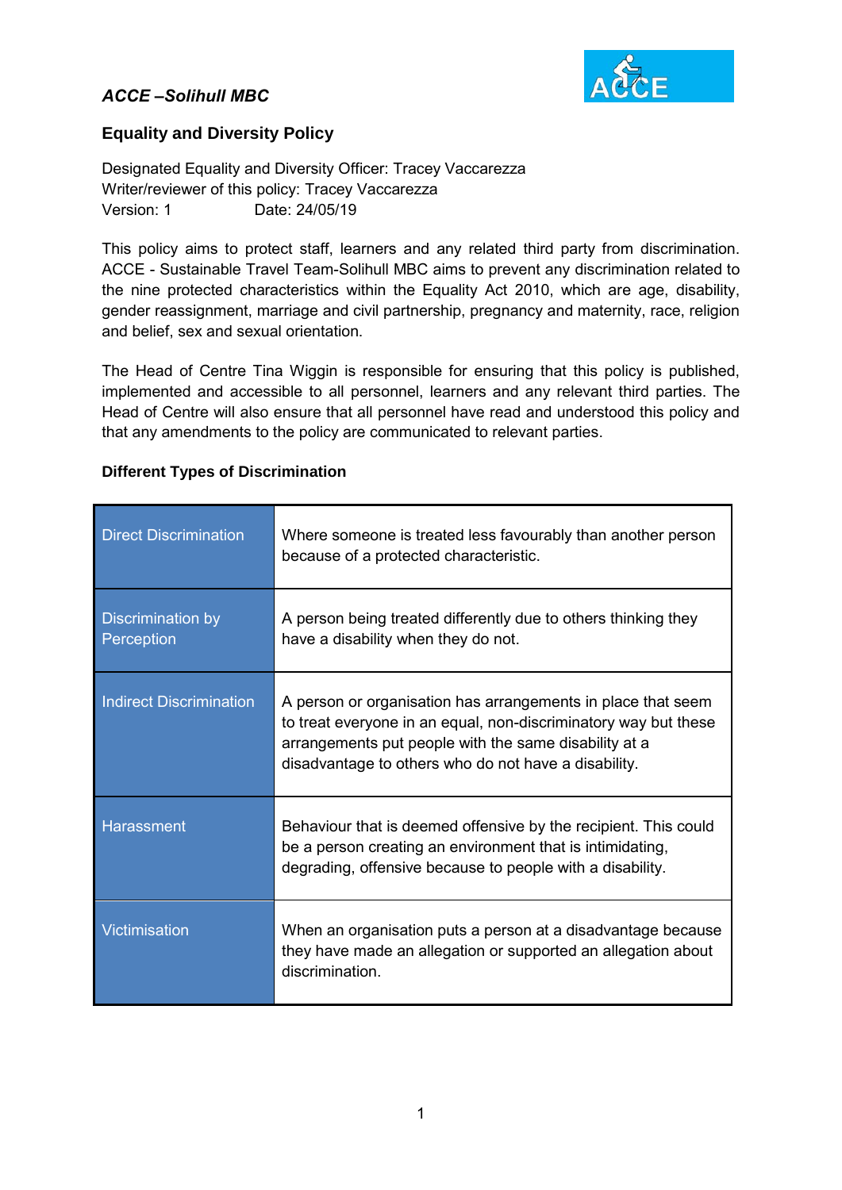*ACCE –Solihull MBC*

## Equality and Diversity Policy

Designated Equality and Diversity Officer: Tracey Vaccarezza
Writer/reviewer of this policy: Tracey Vaccarezza
Version: 1 Date: 24/05/19

This policy aims to protect staff, learners and any related third party from discrimination. ACCE - Sustainable Travel Team-Solihull MBC aims to prevent any discrimination related to the nine protected characteristics within the Equality Act 2010, which are age, disability, gender reassignment, marriage and civil partnership, pregnancy and maternity, race, religion and belief, sex and sexual orientation.

The Head of Centre Tina Wiggin is responsible for ensuring that this policy is published, implemented and accessible to all personnel, learners and any relevant third parties. The Head of Centre will also ensure that all personnel have read and understood this policy and that any amendments to the policy are communicated to relevant parties.

### Different Types of Discrimination

| | |
|---|---|
| Direct Discrimination | Where someone is treated less favourably than another person because of a protected characteristic. |
| Discrimination by Perception | A person being treated differently due to others thinking they have a disability when they do not. |
| Indirect Discrimination | A person or organisation has arrangements in place that seem to treat everyone in an equal, non-discriminatory way but these arrangements put people with the same disability at a disadvantage to others who do not have a disability. |
| Harassment | Behaviour that is deemed offensive by the recipient. This could be a person creating an environment that is intimidating, degrading, offensive because to people with a disability. |
| Victimisation | When an organisation puts a person at a disadvantage because they have made an allegation or supported an allegation about discrimination. |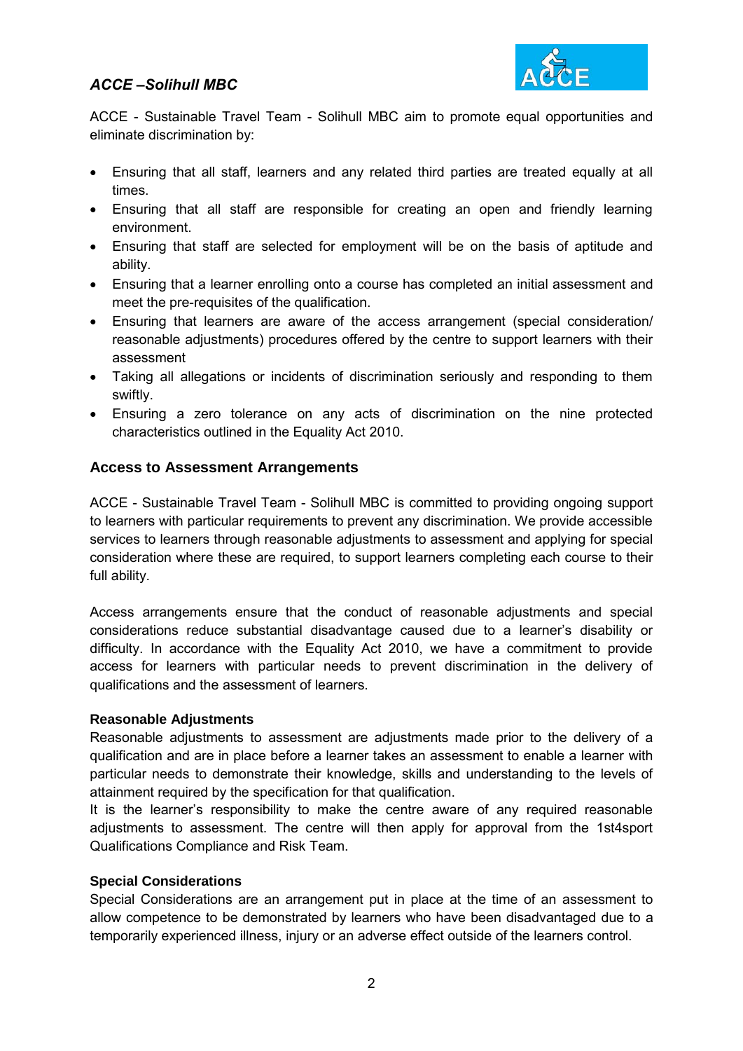***ACCE –Solihull MBC***

ACCE - Sustainable Travel Team - Solihull MBC aim to promote equal opportunities and eliminate discrimination by:

- Ensuring that all staff, learners and any related third parties are treated equally at all times.
- Ensuring that all staff are responsible for creating an open and friendly learning environment.
- Ensuring that staff are selected for employment will be on the basis of aptitude and ability.
- Ensuring that a learner enrolling onto a course has completed an initial assessment and meet the pre-requisites of the qualification.
- Ensuring that learners are aware of the access arrangement (special consideration/ reasonable adjustments) procedures offered by the centre to support learners with their assessment
- Taking all allegations or incidents of discrimination seriously and responding to them swiftly.
- Ensuring a zero tolerance on any acts of discrimination on the nine protected characteristics outlined in the Equality Act 2010.

## Access to Assessment Arrangements

ACCE - Sustainable Travel Team - Solihull MBC is committed to providing ongoing support to learners with particular requirements to prevent any discrimination. We provide accessible services to learners through reasonable adjustments to assessment and applying for special consideration where these are required, to support learners completing each course to their full ability.

Access arrangements ensure that the conduct of reasonable adjustments and special considerations reduce substantial disadvantage caused due to a learner's disability or difficulty. In accordance with the Equality Act 2010, we have a commitment to provide access for learners with particular needs to prevent discrimination in the delivery of qualifications and the assessment of learners.

**Reasonable Adjustments**

Reasonable adjustments to assessment are adjustments made prior to the delivery of a qualification and are in place before a learner takes an assessment to enable a learner with particular needs to demonstrate their knowledge, skills and understanding to the levels of attainment required by the specification for that qualification.

It is the learner's responsibility to make the centre aware of any required reasonable adjustments to assessment. The centre will then apply for approval from the 1st4sport Qualifications Compliance and Risk Team.

**Special Considerations**

Special Considerations are an arrangement put in place at the time of an assessment to allow competence to be demonstrated by learners who have been disadvantaged due to a temporarily experienced illness, injury or an adverse effect outside of the learners control.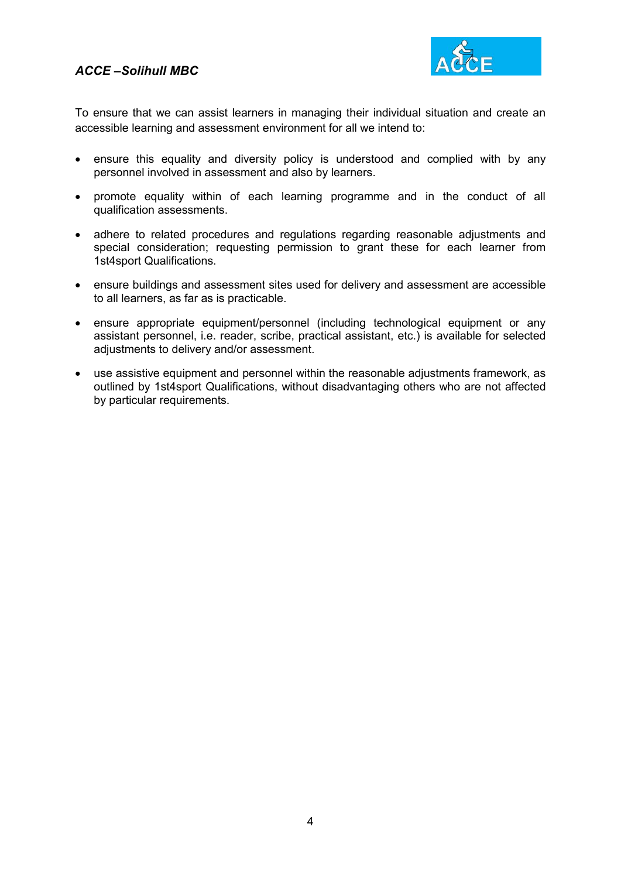To ensure that we can assist learners in managing their individual situation and create an accessible learning and assessment environment for all we intend to:

- ensure this equality and diversity policy is understood and complied with by any personnel involved in assessment and also by learners.
- promote equality within of each learning programme and in the conduct of all qualification assessments.
- adhere to related procedures and regulations regarding reasonable adjustments and special consideration; requesting permission to grant these for each learner from 1st4sport Qualifications.
- ensure buildings and assessment sites used for delivery and assessment are accessible to all learners, as far as is practicable.
- ensure appropriate equipment/personnel (including technological equipment or any assistant personnel, i.e. reader, scribe, practical assistant, etc.) is available for selected adjustments to delivery and/or assessment.
- use assistive equipment and personnel within the reasonable adjustments framework, as outlined by 1st4sport Qualifications, without disadvantaging others who are not affected by particular requirements.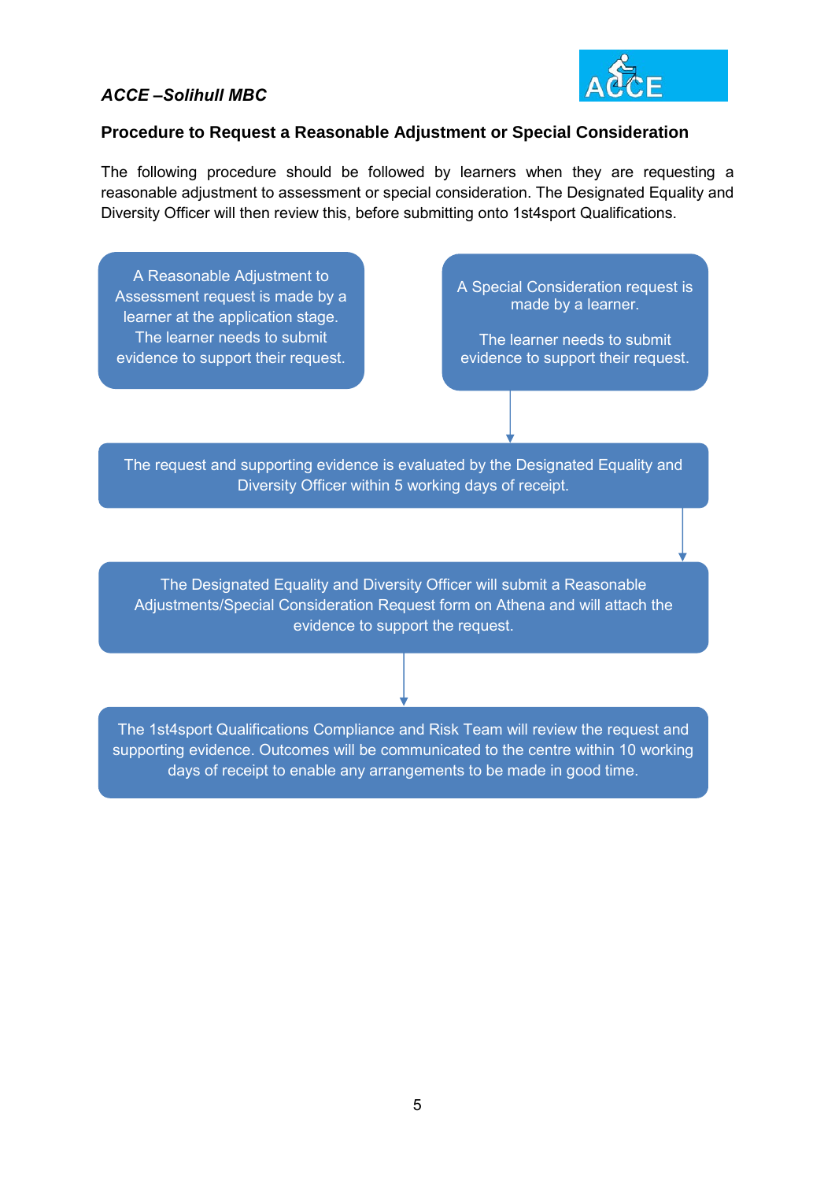*ACCE –Solihull MBC*

**Procedure to Request a Reasonable Adjustment or Special Consideration**

The following procedure should be followed by learners when they are requesting a reasonable adjustment to assessment or special consideration. The Designated Equality and Diversity Officer will then review this, before submitting onto 1st4sport Qualifications.

A Reasonable Adjustment to Assessment request is made by a learner at the application stage. The learner needs to submit evidence to support their request.

A Special Consideration request is made by a learner.

The learner needs to submit evidence to support their request.

↓

The request and supporting evidence is evaluated by the Designated Equality and Diversity Officer within 5 working days of receipt.

↓

The Designated Equality and Diversity Officer will submit a Reasonable Adjustments/Special Consideration Request form on Athena and will attach the evidence to support the request.

↓

The 1st4sport Qualifications Compliance and Risk Team will review the request and supporting evidence. Outcomes will be communicated to the centre within 10 working days of receipt to enable any arrangements to be made in good time.